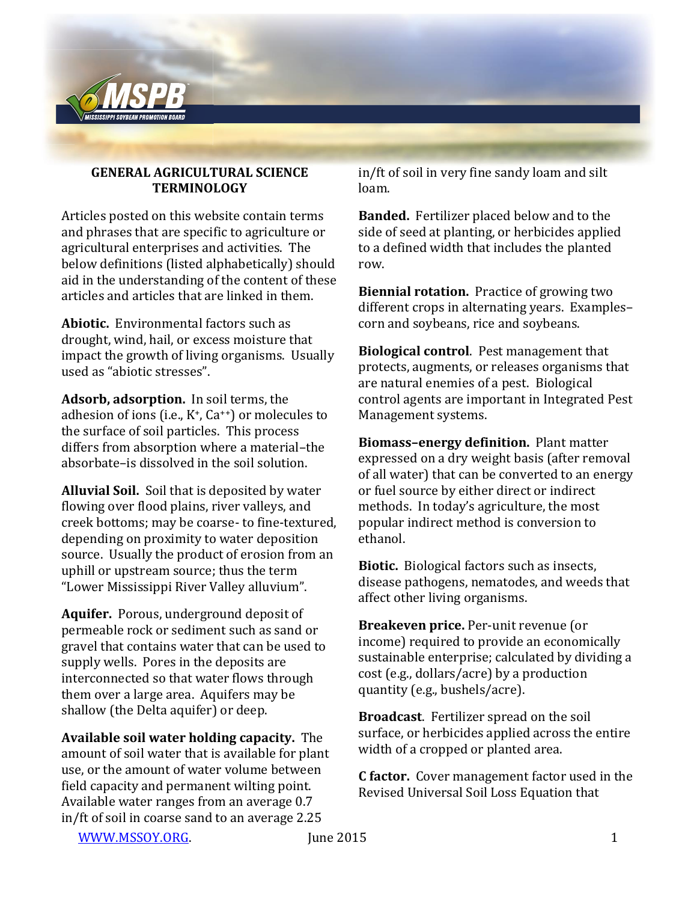## GENERAL AGRICULTURAL SCIENCE TERMINOLOGY

Articles posted on this website contain terms and phrases that are specific to agriculture or agricultural enterprises and activities. The below definitions (listed alphabetically) should aid in the understanding of the content of these articles and articles that are linked in them.

**Abiotic.** Environmental factors such as drought, wind, hail, or excess moisture that impact the growth of living organisms. Usually used as "abiotic stresses".

**Adsorb, adsorption.** In soil terms, the adhesion of ions (i.e., $K^{+}$, $Ca^{++}$) or molecules to the surface of soil particles. This process differs from absorption where a material–the absorbate–is dissolved in the soil solution.

**Alluvial Soil.** Soil that is deposited by water flowing over flood plains, river valleys, and creek bottoms; may be coarse- to fine-textured, depending on proximity to water deposition source. Usually the product of erosion from an uphill or upstream source; thus the term "Lower Mississippi River Valley alluvium".

**Aquifer.** Porous, underground deposit of permeable rock or sediment such as sand or gravel that contains water that can be used to supply wells. Pores in the deposits are interconnected so that water flows through them over a large area. Aquifers may be shallow (the Delta aquifer) or deep.

**Available soil water holding capacity.** The amount of soil water that is available for plant use, or the amount of water volume between field capacity and permanent wilting point. Available water ranges from an average 0.7 in/ft of soil in coarse sand to an average 2.25 in/ft of soil in very fine sandy loam and silt loam.

**Banded.** Fertilizer placed below and to the side of seed at planting, or herbicides applied to a defined width that includes the planted row.

**Biennial rotation.** Practice of growing two different crops in alternating years. Examples–corn and soybeans, rice and soybeans.

**Biological control**. Pest management that protects, augments, or releases organisms that are natural enemies of a pest. Biological control agents are important in Integrated Pest Management systems.

**Biomass–energy definition.** Plant matter expressed on a dry weight basis (after removal of all water) that can be converted to an energy or fuel source by either direct or indirect methods. In today's agriculture, the most popular indirect method is conversion to ethanol.

**Biotic.** Biological factors such as insects, disease pathogens, nematodes, and weeds that affect other living organisms.

**Breakeven price.** Per-unit revenue (or income) required to provide an economically sustainable enterprise; calculated by dividing a cost (e.g., dollars/acre) by a production quantity (e.g., bushels/acre).

**Broadcast**. Fertilizer spread on the soil surface, or herbicides applied across the entire width of a cropped or planted area.

**C factor.** Cover management factor used in the Revised Universal Soil Loss Equation that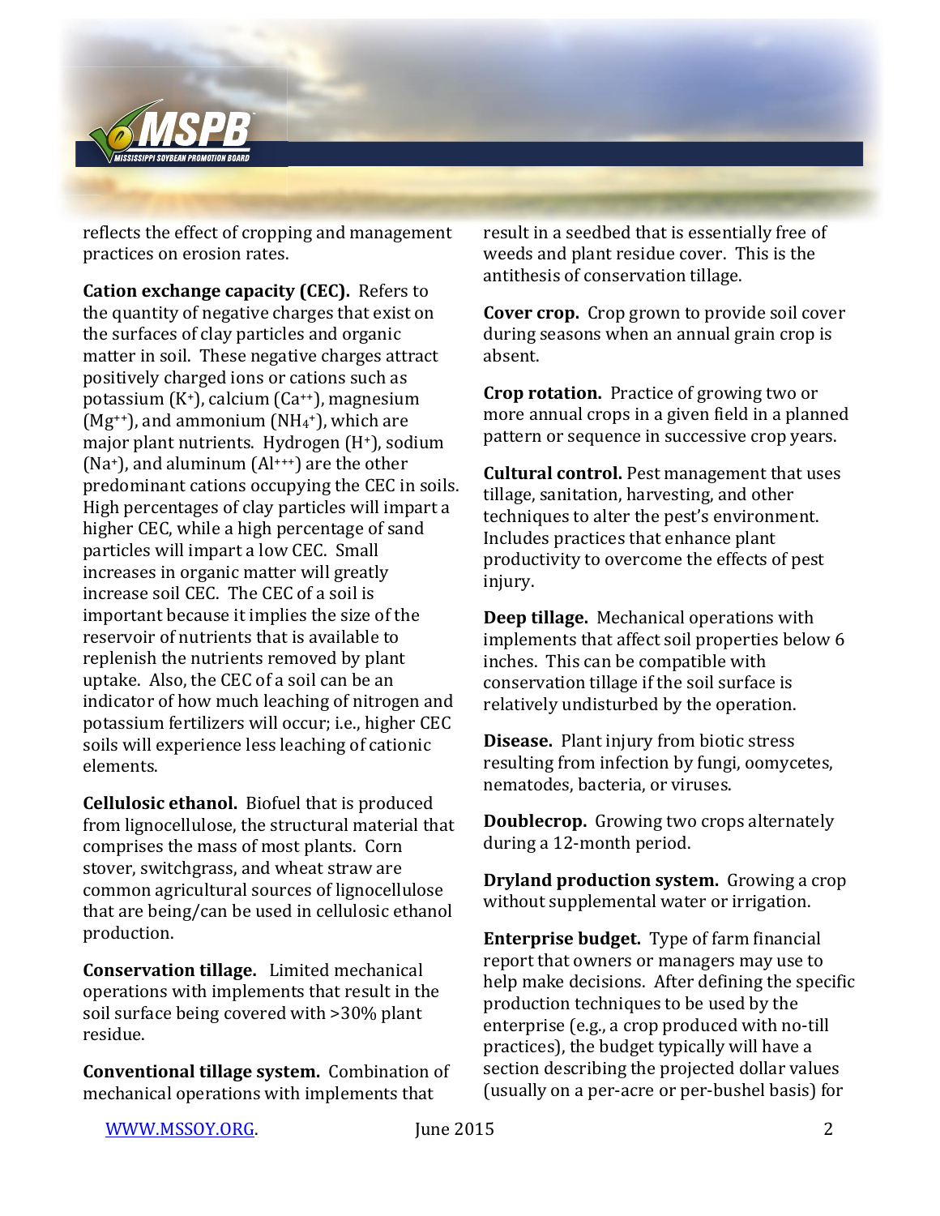reflects the effect of cropping and management practices on erosion rates.

**Cation exchange capacity (CEC).** Refers to the quantity of negative charges that exist on the surfaces of clay particles and organic matter in soil. These negative charges attract positively charged ions or cations such as potassium ($K^+$), calcium ($Ca^{++}$), magnesium ($Mg^{++}$), and ammonium ($NH_4^+$), which are major plant nutrients. Hydrogen ($H^+$), sodium ($Na^+$), and aluminum ($Al^{+++}$) are the other predominant cations occupying the CEC in soils. High percentages of clay particles will impart a higher CEC, while a high percentage of sand particles will impart a low CEC. Small increases in organic matter will greatly increase soil CEC. The CEC of a soil is important because it implies the size of the reservoir of nutrients that is available to replenish the nutrients removed by plant uptake. Also, the CEC of a soil can be an indicator of how much leaching of nitrogen and potassium fertilizers will occur; i.e., higher CEC soils will experience less leaching of cationic elements.

**Cellulosic ethanol.** Biofuel that is produced from lignocellulose, the structural material that comprises the mass of most plants. Corn stover, switchgrass, and wheat straw are common agricultural sources of lignocellulose that are being/can be used in cellulosic ethanol production.

**Conservation tillage.** Limited mechanical operations with implements that result in the soil surface being covered with >30% plant residue.

**Conventional tillage system.** Combination of mechanical operations with implements that result in a seedbed that is essentially free of weeds and plant residue cover. This is the antithesis of conservation tillage.

**Cover crop.** Crop grown to provide soil cover during seasons when an annual grain crop is absent.

**Crop rotation.** Practice of growing two or more annual crops in a given field in a planned pattern or sequence in successive crop years.

**Cultural control.** Pest management that uses tillage, sanitation, harvesting, and other techniques to alter the pest's environment. Includes practices that enhance plant productivity to overcome the effects of pest injury.

**Deep tillage.** Mechanical operations with implements that affect soil properties below 6 inches. This can be compatible with conservation tillage if the soil surface is relatively undisturbed by the operation.

**Disease.** Plant injury from biotic stress resulting from infection by fungi, oomycetes, nematodes, bacteria, or viruses.

**Doublecrop.** Growing two crops alternately during a 12-month period.

**Dryland production system.** Growing a crop without supplemental water or irrigation.

**Enterprise budget.** Type of farm financial report that owners or managers may use to help make decisions. After defining the specific production techniques to be used by the enterprise (e.g., a crop produced with no-till practices), the budget typically will have a section describing the projected dollar values (usually on a per-acre or per-bushel basis) for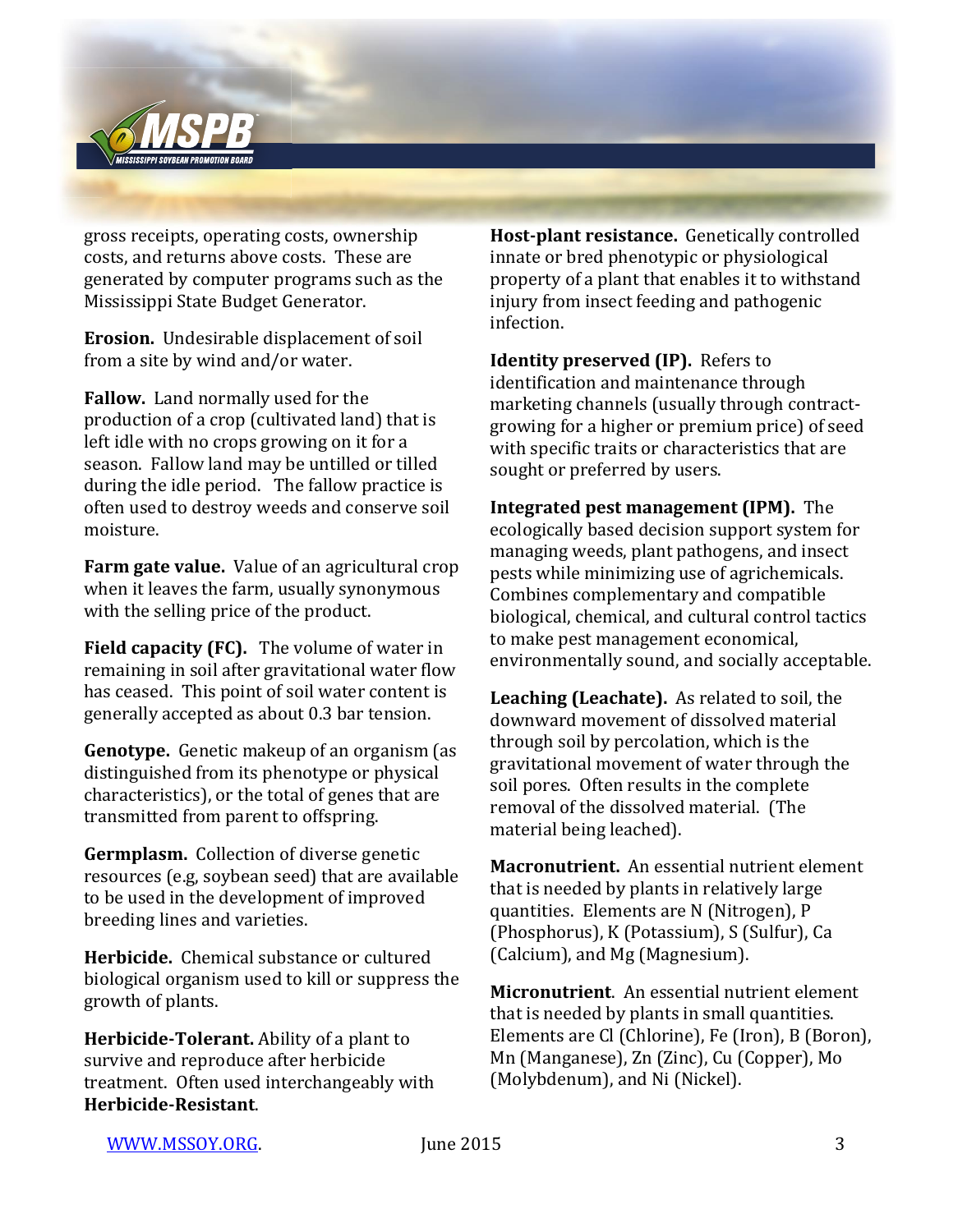gross receipts, operating costs, ownership costs, and returns above costs. These are generated by computer programs such as the Mississippi State Budget Generator.

**Erosion.** Undesirable displacement of soil from a site by wind and/or water.

**Fallow.** Land normally used for the production of a crop (cultivated land) that is left idle with no crops growing on it for a season. Fallow land may be untilled or tilled during the idle period. The fallow practice is often used to destroy weeds and conserve soil moisture.

**Farm gate value.** Value of an agricultural crop when it leaves the farm, usually synonymous with the selling price of the product.

**Field capacity (FC).** The volume of water in remaining in soil after gravitational water flow has ceased. This point of soil water content is generally accepted as about 0.3 bar tension.

**Genotype.** Genetic makeup of an organism (as distinguished from its phenotype or physical characteristics), or the total of genes that are transmitted from parent to offspring.

**Germplasm.** Collection of diverse genetic resources (e.g, soybean seed) that are available to be used in the development of improved breeding lines and varieties.

**Herbicide.** Chemical substance or cultured biological organism used to kill or suppress the growth of plants.

**Herbicide-Tolerant.** Ability of a plant to survive and reproduce after herbicide treatment. Often used interchangeably with **Herbicide-Resistant**.

**Host-plant resistance.** Genetically controlled innate or bred phenotypic or physiological property of a plant that enables it to withstand injury from insect feeding and pathogenic infection.

**Identity preserved (IP).** Refers to identification and maintenance through marketing channels (usually through contract-growing for a higher or premium price) of seed with specific traits or characteristics that are sought or preferred by users.

**Integrated pest management (IPM).** The ecologically based decision support system for managing weeds, plant pathogens, and insect pests while minimizing use of agrichemicals. Combines complementary and compatible biological, chemical, and cultural control tactics to make pest management economical, environmentally sound, and socially acceptable.

**Leaching (Leachate).** As related to soil, the downward movement of dissolved material through soil by percolation, which is the gravitational movement of water through the soil pores. Often results in the complete removal of the dissolved material. (The material being leached).

**Macronutrient.** An essential nutrient element that is needed by plants in relatively large quantities. Elements are N (Nitrogen), P (Phosphorus), K (Potassium), S (Sulfur), Ca (Calcium), and Mg (Magnesium).

**Micronutrient**. An essential nutrient element that is needed by plants in small quantities. Elements are Cl (Chlorine), Fe (Iron), B (Boron), Mn (Manganese), Zn (Zinc), Cu (Copper), Mo (Molybdenum), and Ni (Nickel).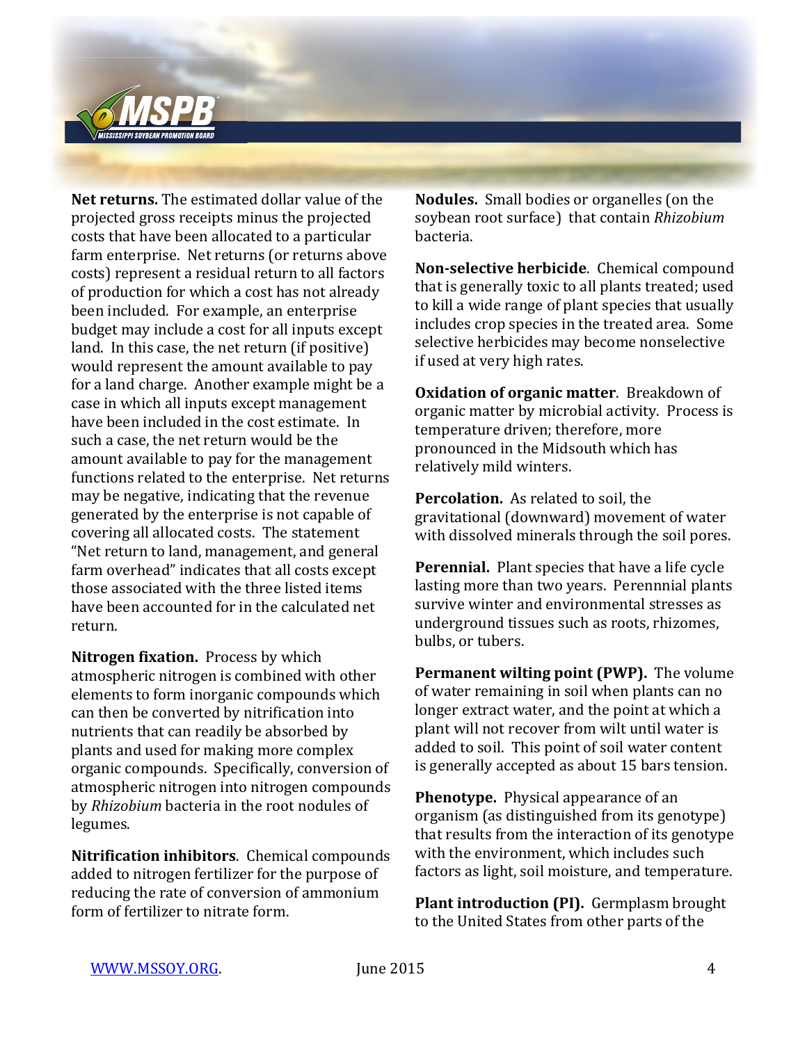**Net returns.** The estimated dollar value of the projected gross receipts minus the projected costs that have been allocated to a particular farm enterprise. Net returns (or returns above costs) represent a residual return to all factors of production for which a cost has not already been included. For example, an enterprise budget may include a cost for all inputs except land. In this case, the net return (if positive) would represent the amount available to pay for a land charge. Another example might be a case in which all inputs except management have been included in the cost estimate. In such a case, the net return would be the amount available to pay for the management functions related to the enterprise. Net returns may be negative, indicating that the revenue generated by the enterprise is not capable of covering all allocated costs. The statement "Net return to land, management, and general farm overhead" indicates that all costs except those associated with the three listed items have been accounted for in the calculated net return.

**Nitrogen fixation.** Process by which atmospheric nitrogen is combined with other elements to form inorganic compounds which can then be converted by nitrification into nutrients that can readily be absorbed by plants and used for making more complex organic compounds. Specifically, conversion of atmospheric nitrogen into nitrogen compounds by *Rhizobium* bacteria in the root nodules of legumes.

**Nitrification inhibitors**. Chemical compounds added to nitrogen fertilizer for the purpose of reducing the rate of conversion of ammonium form of fertilizer to nitrate form.

**Nodules.** Small bodies or organelles (on the soybean root surface) that contain *Rhizobium* bacteria.

**Non-selective herbicide**. Chemical compound that is generally toxic to all plants treated; used to kill a wide range of plant species that usually includes crop species in the treated area. Some selective herbicides may become nonselective if used at very high rates.

**Oxidation of organic matter**. Breakdown of organic matter by microbial activity. Process is temperature driven; therefore, more pronounced in the Midsouth which has relatively mild winters.

**Percolation.** As related to soil, the gravitational (downward) movement of water with dissolved minerals through the soil pores.

**Perennial.** Plant species that have a life cycle lasting more than two years. Perennnial plants survive winter and environmental stresses as underground tissues such as roots, rhizomes, bulbs, or tubers.

**Permanent wilting point (PWP).** The volume of water remaining in soil when plants can no longer extract water, and the point at which a plant will not recover from wilt until water is added to soil. This point of soil water content is generally accepted as about 15 bars tension.

**Phenotype.** Physical appearance of an organism (as distinguished from its genotype) that results from the interaction of its genotype with the environment, which includes such factors as light, soil moisture, and temperature.

**Plant introduction (PI).** Germplasm brought to the United States from other parts of the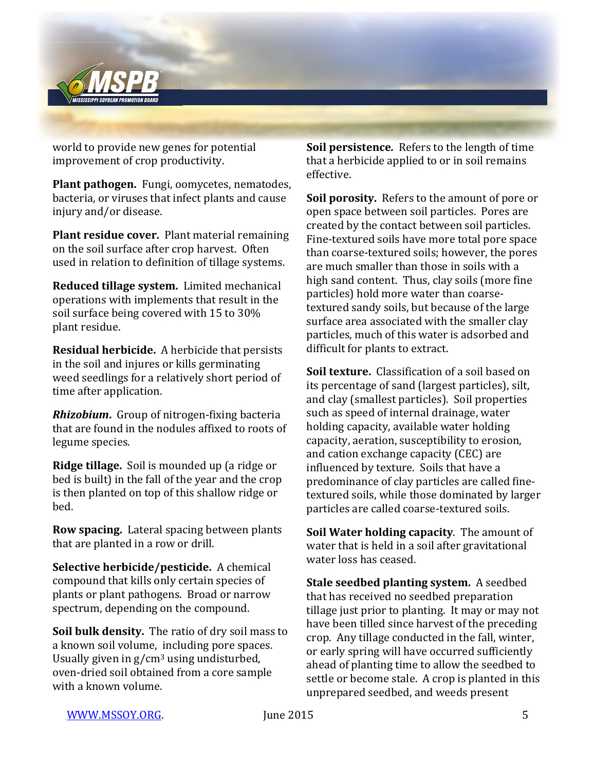world to provide new genes for potential improvement of crop productivity.

**Plant pathogen.** Fungi, oomycetes, nematodes, bacteria, or viruses that infect plants and cause injury and/or disease.

**Plant residue cover.** Plant material remaining on the soil surface after crop harvest. Often used in relation to definition of tillage systems.

**Reduced tillage system.** Limited mechanical operations with implements that result in the soil surface being covered with 15 to 30% plant residue.

**Residual herbicide.** A herbicide that persists in the soil and injures or kills germinating weed seedlings for a relatively short period of time after application.

***Rhizobium*.** Group of nitrogen-fixing bacteria that are found in the nodules affixed to roots of legume species.

**Ridge tillage.** Soil is mounded up (a ridge or bed is built) in the fall of the year and the crop is then planted on top of this shallow ridge or bed.

**Row spacing.** Lateral spacing between plants that are planted in a row or drill.

**Selective herbicide/pesticide.** A chemical compound that kills only certain species of plants or plant pathogens. Broad or narrow spectrum, depending on the compound.

**Soil bulk density.** The ratio of dry soil mass to a known soil volume, including pore spaces. Usually given in g/cm$^3$ using undisturbed, oven-dried soil obtained from a core sample with a known volume.

**Soil persistence*.*** Refers to the length of time that a herbicide applied to or in soil remains effective.

**Soil porosity.** Refers to the amount of pore or open space between soil particles. Pores are created by the contact between soil particles. Fine-textured soils have more total pore space than coarse-textured soils; however, the pores are much smaller than those in soils with a high sand content. Thus, clay soils (more fine particles) hold more water than coarse-textured sandy soils, but because of the large surface area associated with the smaller clay particles, much of this water is adsorbed and difficult for plants to extract.

**Soil texture.** Classification of a soil based on its percentage of sand (largest particles), silt, and clay (smallest particles). Soil properties such as speed of internal drainage, water holding capacity, available water holding capacity, aeration, susceptibility to erosion, and cation exchange capacity (CEC) are influenced by texture. Soils that have a predominance of clay particles are called fine-textured soils, while those dominated by larger particles are called coarse-textured soils.

**Soil Water holding capacity**. The amount of water that is held in a soil after gravitational water loss has ceased.

**Stale seedbed planting system.** A seedbed that has received no seedbed preparation tillage just prior to planting. It may or may not have been tilled since harvest of the preceding crop. Any tillage conducted in the fall, winter, or early spring will have occurred sufficiently ahead of planting time to allow the seedbed to settle or become stale. A crop is planted in this unprepared seedbed, and weeds present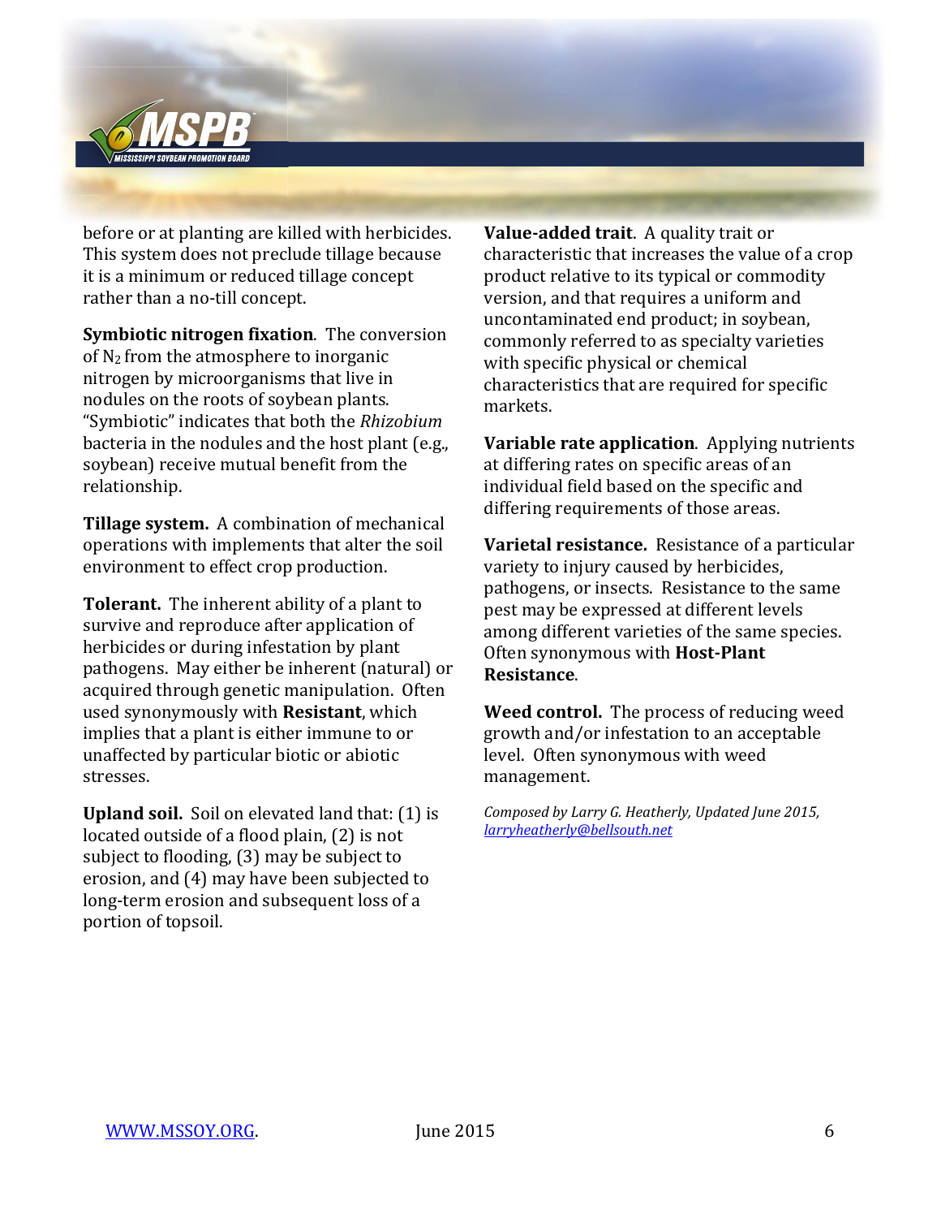before or at planting are killed with herbicides. This system does not preclude tillage because it is a minimum or reduced tillage concept rather than a no-till concept.

**Symbiotic nitrogen fixation**. The conversion of $N_2$ from the atmosphere to inorganic nitrogen by microorganisms that live in nodules on the roots of soybean plants. "Symbiotic" indicates that both the *Rhizobium* bacteria in the nodules and the host plant (e.g., soybean) receive mutual benefit from the relationship.

**Tillage system.** A combination of mechanical operations with implements that alter the soil environment to effect crop production.

**Tolerant.** The inherent ability of a plant to survive and reproduce after application of herbicides or during infestation by plant pathogens. May either be inherent (natural) or acquired through genetic manipulation. Often used synonymously with **Resistant**, which implies that a plant is either immune to or unaffected by particular biotic or abiotic stresses.

**Upland soil.** Soil on elevated land that: (1) is located outside of a flood plain, (2) is not subject to flooding, (3) may be subject to erosion, and (4) may have been subjected to long-term erosion and subsequent loss of a portion of topsoil.

**Value-added trait**. A quality trait or characteristic that increases the value of a crop product relative to its typical or commodity version, and that requires a uniform and uncontaminated end product; in soybean, commonly referred to as specialty varieties with specific physical or chemical characteristics that are required for specific markets.

**Variable rate application**. Applying nutrients at differing rates on specific areas of an individual field based on the specific and differing requirements of those areas.

**Varietal resistance.** Resistance of a particular variety to injury caused by herbicides, pathogens, or insects. Resistance to the same pest may be expressed at different levels among different varieties of the same species. Often synonymous with **Host-Plant Resistance**.

**Weed control.** The process of reducing weed growth and/or infestation to an acceptable level. Often synonymous with weed management.

*Composed by Larry G. Heatherly, Updated June 2015, larryheatherly@bellsouth.net*